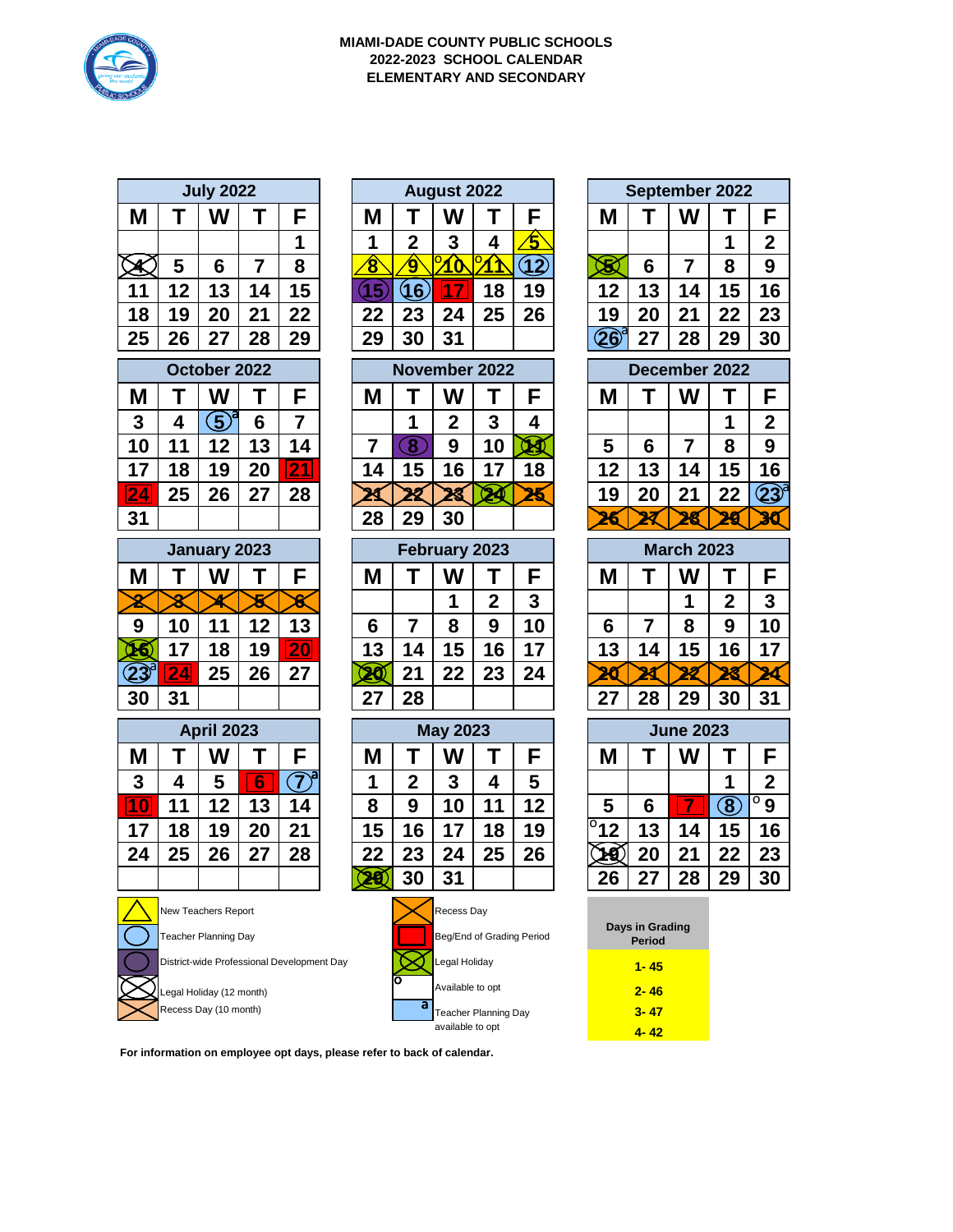# MIAMI-DADE COUNTY PUBLIC SCHOOLS
## 2022-2023 SCHOOL CALENDAR
## ELEMENTARY AND SECONDARY

**July 2022**

| M | T | W | T | F |
|---|---|---|---|---|
| | | | | 1 |
| 4 | 5 | 6 | 7 | 8 |
| 11 | 12 | 13 | 14 | 15 |
| 18 | 19 | 20 | 21 | 22 |
| 25 | 26 | 27 | 28 | 29 |

**August 2022**

| M | T | W | T | F |
|---|---|---|---|---|
| 1 | 2 | 3 | 4 | 5 |
| 8 | 9 | °10 | °11 | 12 |
| 15 | 16 | 17 | 18 | 19 |
| 22 | 23 | 24 | 25 | 26 |
| 29 | 30 | 31 | | |

**September 2022**

| M | T | W | T | F |
|---|---|---|---|---|
| | | | 1 | 2 |
| 5 | 6 | 7 | 8 | 9 |
| 12 | 13 | 14 | 15 | 16 |
| 19 | 20 | 21 | 22 | 23 |
| 26[a] | 27 | 28 | 29 | 30 |

**October 2022**

| M | T | W | T | F |
|---|---|---|---|---|
| 3 | 4 | 5[a] | 6 | 7 |
| 10 | 11 | 12 | 13 | 14 |
| 17 | 18 | 19 | 20 | 21 |
| 24 | 25 | 26 | 27 | 28 |
| 31 | | | | |

**November 2022**

| M | T | W | T | F |
|---|---|---|---|---|
| | 1 | 2 | 3 | 4 |
| 7 | 8 | 9 | 10 | 11 |
| 14 | 15 | 16 | 17 | 18 |
| 21 | 22 | 23 | 24 | 25 |
| 28 | 29 | 30 | | |

**December 2022**

| M | T | W | T | F |
|---|---|---|---|---|
| | | | 1 | 2 |
| 5 | 6 | 7 | 8 | 9 |
| 12 | 13 | 14 | 15 | 16 |
| 19 | 20 | 21 | 22 | 23[a] |
| 26 | 27 | 28 | 29 | 30 |

**January 2023**

| M | T | W | T | F |
|---|---|---|---|---|
| 2 | 3 | 4 | 5 | 6 |
| 9 | 10 | 11 | 12 | 13 |
| 16 | 17 | 18 | 19 | 20 |
| 23[a] | 24 | 25 | 26 | 27 |
| 30 | 31 | | | |

**February 2023**

| M | T | W | T | F |
|---|---|---|---|---|
| | | 1 | 2 | 3 |
| 6 | 7 | 8 | 9 | 10 |
| 13 | 14 | 15 | 16 | 17 |
| 20 | 21 | 22 | 23 | 24 |
| 27 | 28 | | | |

**March 2023**

| M | T | W | T | F |
|---|---|---|---|---|
| | | 1 | 2 | 3 |
| 6 | 7 | 8 | 9 | 10 |
| 13 | 14 | 15 | 16 | 17 |
| 20 | 21 | 22 | 23 | 24 |
| 27 | 28 | 29 | 30 | 31 |

**April 2023**

| M | T | W | T | F |
|---|---|---|---|---|
| 3 | 4 | 5 | 6 | 7[a] |
| 10 | 11 | 12 | 13 | 14 |
| 17 | 18 | 19 | 20 | 21 |
| 24 | 25 | 26 | 27 | 28 |

**May 2023**

| M | T | W | T | F |
|---|---|---|---|---|
| 1 | 2 | 3 | 4 | 5 |
| 8 | 9 | 10 | 11 | 12 |
| 15 | 16 | 17 | 18 | 19 |
| 22 | 23 | 24 | 25 | 26 |
| 29 | 30 | 31 | | |

**June 2023**

| M | T | W | T | F |
|---|---|---|---|---|
| | | | 1 | 2 |
| 5 | 6 | 7 | 8 | °9 |
| °12 | 13 | 14 | 15 | 16 |
| 19 | 20 | 21 | 22 | 23 |
| 26 | 27 | 28 | 29 | 30 |

**Legend**

- New Teachers Report
- Teacher Planning Day
- District-wide Professional Development Day
- Legal Holiday (12 month)
- Recess Day (10 month)
- Recess Day
- Beg/End of Grading Period
- Legal Holiday
- ° Available to opt
- a Teacher Planning Day available to opt

| Days in Grading Period |
|---|
| 1- 45 |
| 2- 46 |
| 3- 47 |
| 4- 42 |

**For information on employee opt days, please refer to back of calendar.**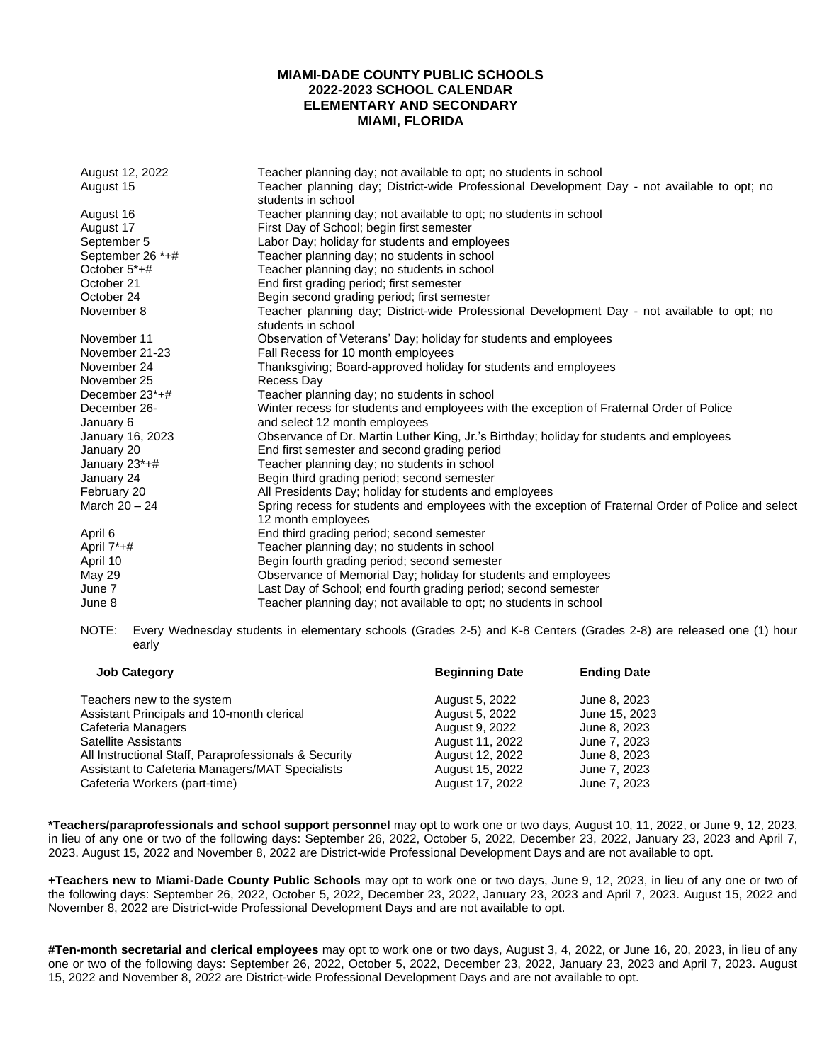**MIAMI-DADE COUNTY PUBLIC SCHOOLS**
**2022-2023 SCHOOL CALENDAR**
**ELEMENTARY AND SECONDARY**
**MIAMI, FLORIDA**

| | |
|---|---|
| August 12, 2022 | Teacher planning day; not available to opt; no students in school |
| August 15 | Teacher planning day; District-wide Professional Development Day - not available to opt; no students in school |
| August 16 | Teacher planning day; not available to opt; no students in school |
| August 17 | First Day of School; begin first semester |
| September 5 | Labor Day; holiday for students and employees |
| September 26 *+# | Teacher planning day; no students in school |
| October 5*+# | Teacher planning day; no students in school |
| October 21 | End first grading period; first semester |
| October 24 | Begin second grading period; first semester |
| November 8 | Teacher planning day; District-wide Professional Development Day - not available to opt; no students in school |
| November 11 | Observation of Veterans' Day; holiday for students and employees |
| November 21-23 | Fall Recess for 10 month employees |
| November 24 | Thanksgiving; Board-approved holiday for students and employees |
| November 25 | Recess Day |
| December 23*+# | Teacher planning day; no students in school |
| December 26- January 6 | Winter recess for students and employees with the exception of Fraternal Order of Police and select 12 month employees |
| January 16, 2023 | Observance of Dr. Martin Luther King, Jr.'s Birthday; holiday for students and employees |
| January 20 | End first semester and second grading period |
| January 23*+# | Teacher planning day; no students in school |
| January 24 | Begin third grading period; second semester |
| February 20 | All Presidents Day; holiday for students and employees |
| March 20 – 24 | Spring recess for students and employees with the exception of Fraternal Order of Police and select 12 month employees |
| April 6 | End third grading period; second semester |
| April 7*+# | Teacher planning day; no students in school |
| April 10 | Begin fourth grading period; second semester |
| May 29 | Observance of Memorial Day; holiday for students and employees |
| June 7 | Last Day of School; end fourth grading period; second semester |
| June 8 | Teacher planning day; not available to opt; no students in school |

NOTE: Every Wednesday students in elementary schools (Grades 2-5) and K-8 Centers (Grades 2-8) are released one (1) hour early

| Job Category | Beginning Date | Ending Date |
|---|---|---|
| Teachers new to the system | August 5, 2022 | June 8, 2023 |
| Assistant Principals and 10-month clerical | August 5, 2022 | June 15, 2023 |
| Cafeteria Managers | August 9, 2022 | June 8, 2023 |
| Satellite Assistants | August 11, 2022 | June 7, 2023 |
| All Instructional Staff, Paraprofessionals & Security | August 12, 2022 | June 8, 2023 |
| Assistant to Cafeteria Managers/MAT Specialists | August 15, 2022 | June 7, 2023 |
| Cafeteria Workers (part-time) | August 17, 2022 | June 7, 2023 |

**\*Teachers/paraprofessionals and school support personnel** may opt to work one or two days, August 10, 11, 2022, or June 9, 12, 2023, in lieu of any one or two of the following days: September 26, 2022, October 5, 2022, December 23, 2022, January 23, 2023 and April 7, 2023. August 15, 2022 and November 8, 2022 are District-wide Professional Development Days and are not available to opt.

**+Teachers new to Miami-Dade County Public Schools** may opt to work one or two days, June 9, 12, 2023, in lieu of any one or two of the following days: September 26, 2022, October 5, 2022, December 23, 2022, January 23, 2023 and April 7, 2023. August 15, 2022 and November 8, 2022 are District-wide Professional Development Days and are not available to opt.

**#Ten-month secretarial and clerical employees** may opt to work one or two days, August 3, 4, 2022, or June 16, 20, 2023, in lieu of any one or two of the following days: September 26, 2022, October 5, 2022, December 23, 2022, January 23, 2023 and April 7, 2023. August 15, 2022 and November 8, 2022 are District-wide Professional Development Days and are not available to opt.